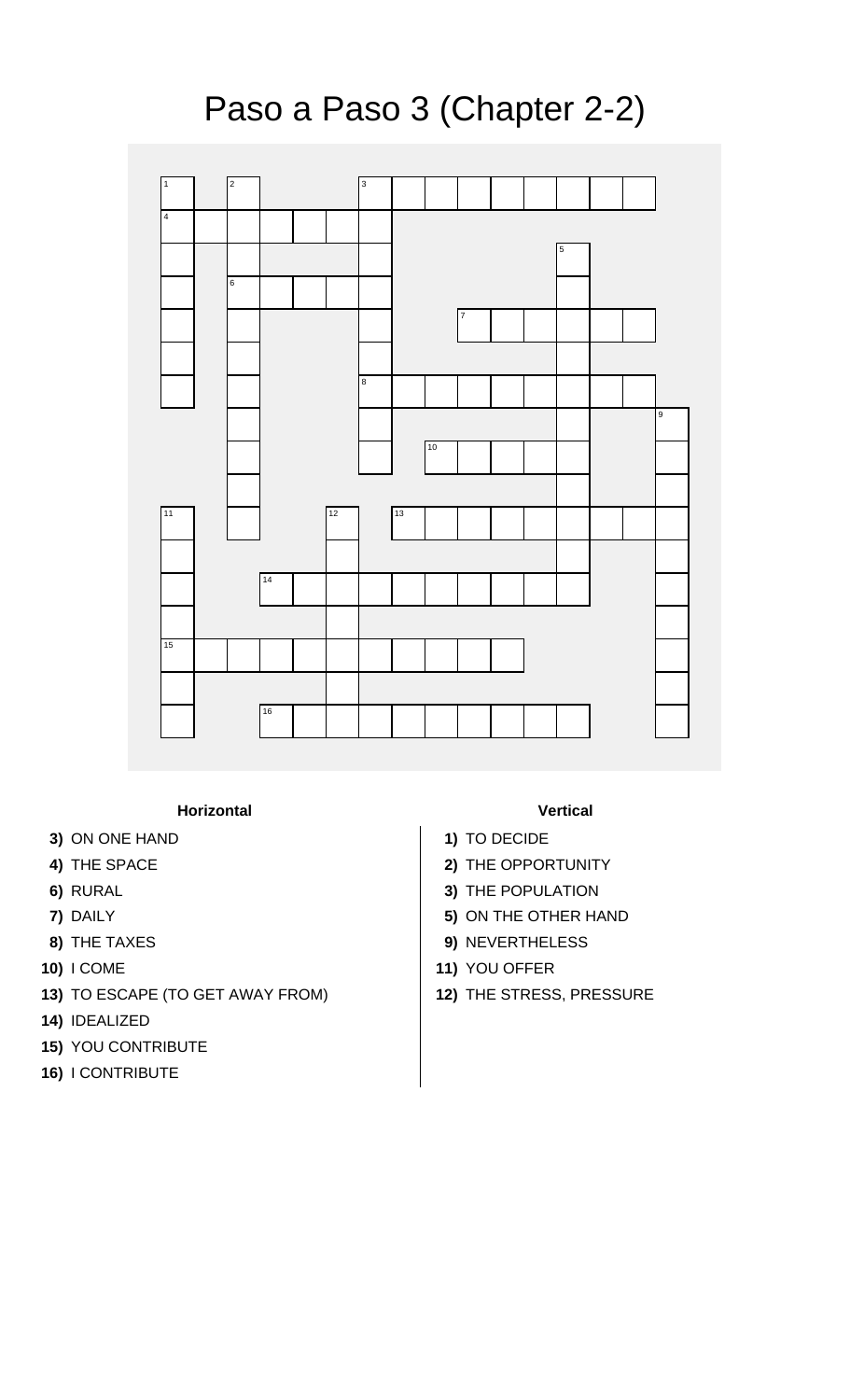# Paso a Paso 3 (Chapter 2-2)

### Horizontal

**3)** ON ONE HAND
**4)** THE SPACE
**6)** RURAL
**7)** DAILY
**8)** THE TAXES
**10)** I COME
**13)** TO ESCAPE (TO GET AWAY FROM)
**14)** IDEALIZED
**15)** YOU CONTRIBUTE
**16)** I CONTRIBUTE

### Vertical

**1)** TO DECIDE
**2)** THE OPPORTUNITY
**3)** THE POPULATION
**5)** ON THE OTHER HAND
**9)** NEVERTHELESS
**11)** YOU OFFER
**12)** THE STRESS, PRESSURE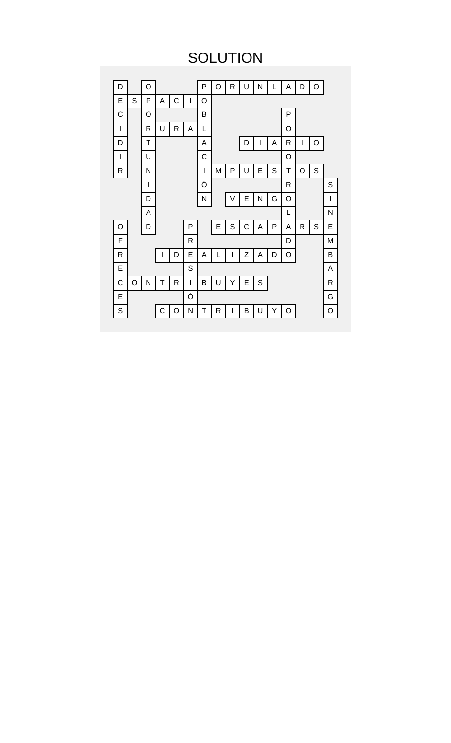# SOLUTION

| | | | | | | | | | | | | | | | |
|---|---|---|---|---|---|---|---|---|---|---|---|---|---|---|---|
| D | | O | | | | P | O | R | U | N | L | A | D | O | |
| E | S | P | A | C | I | O | | | | | | | | | |
| C | | O | | | | B | | | | | | P | | | |
| I | | R | U | R | A | L | | | | | | O | | | |
| D | | T | | | | A | | | D | I | A | R | I | O | |
| I | | U | | | | C | | | | | | O | | | |
| R | | N | | | | I | M | P | U | E | S | T | O | S | |
| | | I | | | | Ó | | | | | | R | | | S |
| | | D | | | | N | | V | E | N | G | O | | | I |
| | | A | | | | | | | | | | L | | | N |
| O | | D | | | P | | E | S | C | A | P | A | R | S | E |
| F | | | | | R | | | | | | | D | | | M |
| R | | | I | D | E | A | L | I | Z | A | D | O | | | B |
| E | | | | | S | | | | | | | | | | A |
| C | O | N | T | R | I | B | U | Y | E | S | | | | | R |
| E | | | | | Ó | | | | | | | | | | G |
| S | | | C | O | N | T | R | I | B | U | Y | O | | | O |